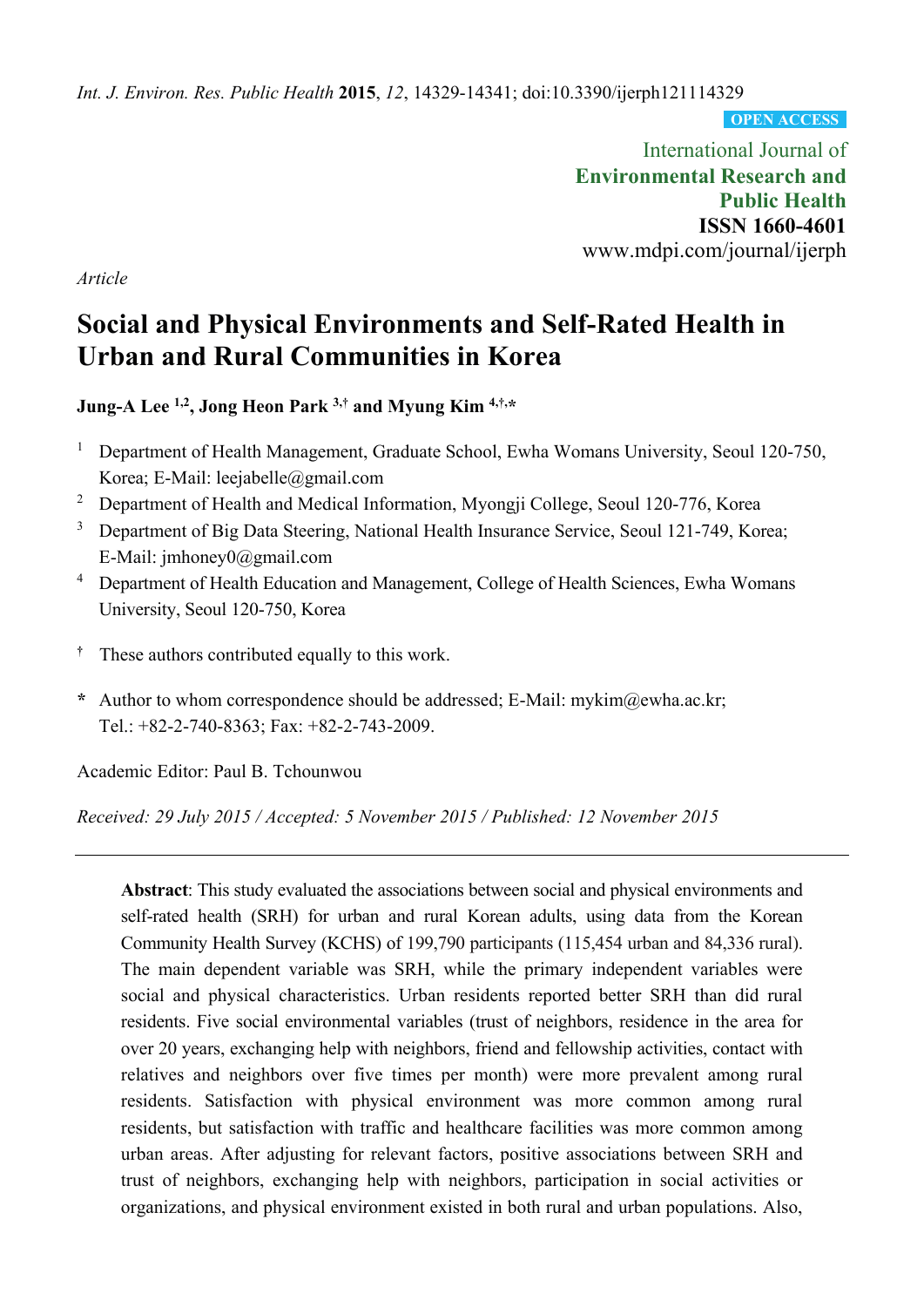*Int. J. Environ. Res. Public Health* **2015**, *12*, 14329-14341; doi:10.3390/ijerph121114329

**OPEN ACCESS**

International Journal of
**Environmental Research and Public Health**
**ISSN 1660-4601**
www.mdpi.com/journal/ijerph

*Article*

# Social and Physical Environments and Self-Rated Health in Urban and Rural Communities in Korea

**Jung-A Lee [1,2], Jong Heon Park [3,†] and Myung Kim [4,†,*]**

[1] Department of Health Management, Graduate School, Ewha Womans University, Seoul 120-750, Korea; E-Mail: leejabelle@gmail.com

[2] Department of Health and Medical Information, Myongji College, Seoul 120-776, Korea

[3] Department of Big Data Steering, National Health Insurance Service, Seoul 121-749, Korea; E-Mail: jmhoney0@gmail.com

[4] Department of Health Education and Management, College of Health Sciences, Ewha Womans University, Seoul 120-750, Korea

† These authors contributed equally to this work.

\* Author to whom correspondence should be addressed; E-Mail: mykim@ewha.ac.kr; Tel.: +82-2-740-8363; Fax: +82-2-743-2009.

Academic Editor: Paul B. Tchounwou

*Received: 29 July 2015 / Accepted: 5 November 2015 / Published: 12 November 2015*

---

**Abstract**: This study evaluated the associations between social and physical environments and self-rated health (SRH) for urban and rural Korean adults, using data from the Korean Community Health Survey (KCHS) of 199,790 participants (115,454 urban and 84,336 rural). The main dependent variable was SRH, while the primary independent variables were social and physical characteristics. Urban residents reported better SRH than did rural residents. Five social environmental variables (trust of neighbors, residence in the area for over 20 years, exchanging help with neighbors, friend and fellowship activities, contact with relatives and neighbors over five times per month) were more prevalent among rural residents. Satisfaction with physical environment was more common among rural residents, but satisfaction with traffic and healthcare facilities was more common among urban areas. After adjusting for relevant factors, positive associations between SRH and trust of neighbors, exchanging help with neighbors, participation in social activities or organizations, and physical environment existed in both rural and urban populations. Also,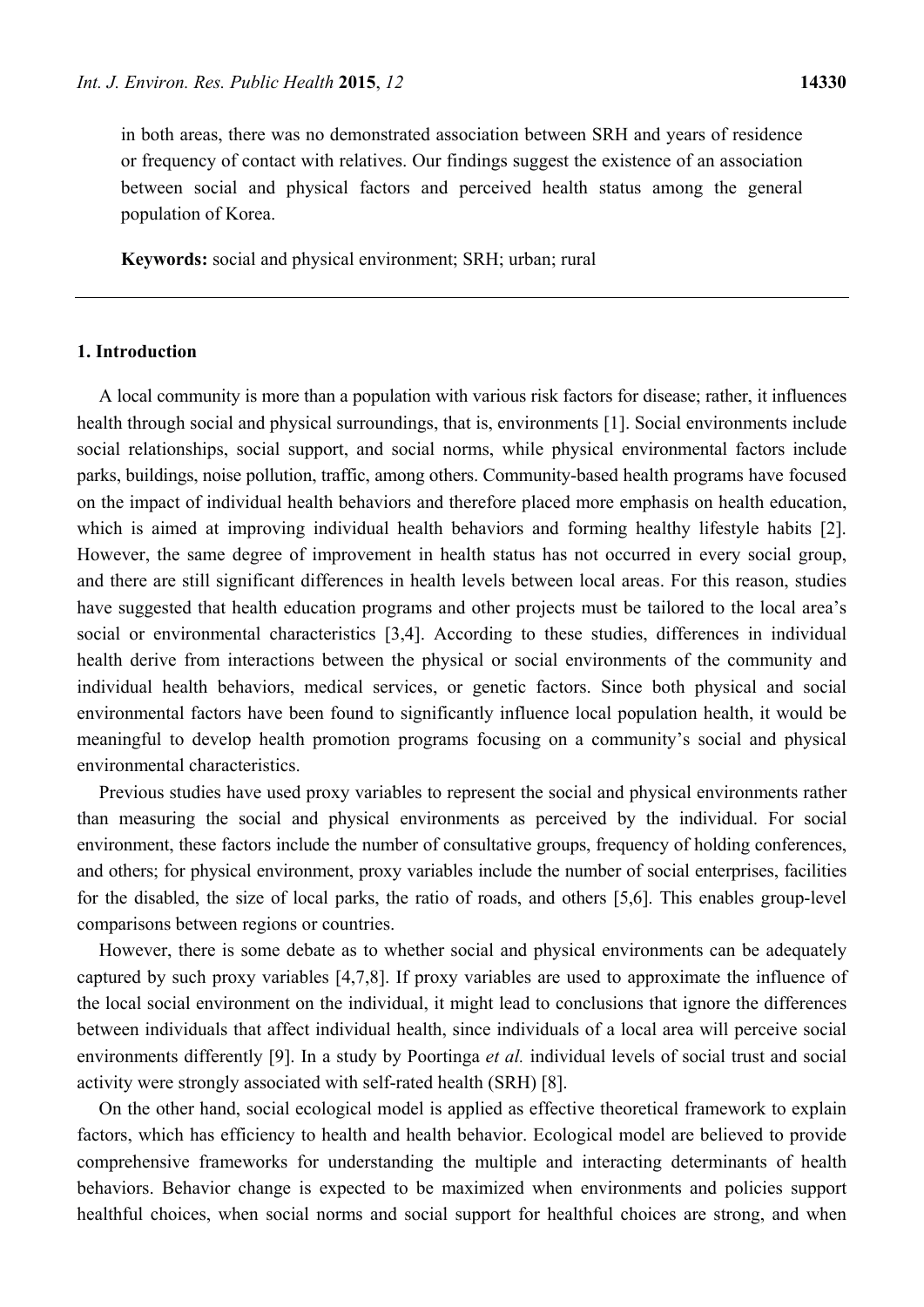in both areas, there was no demonstrated association between SRH and years of residence or frequency of contact with relatives. Our findings suggest the existence of an association between social and physical factors and perceived health status among the general population of Korea.

**Keywords:** social and physical environment; SRH; urban; rural

## 1. Introduction

A local community is more than a population with various risk factors for disease; rather, it influences health through social and physical surroundings, that is, environments [1]. Social environments include social relationships, social support, and social norms, while physical environmental factors include parks, buildings, noise pollution, traffic, among others. Community-based health programs have focused on the impact of individual health behaviors and therefore placed more emphasis on health education, which is aimed at improving individual health behaviors and forming healthy lifestyle habits [2]. However, the same degree of improvement in health status has not occurred in every social group, and there are still significant differences in health levels between local areas. For this reason, studies have suggested that health education programs and other projects must be tailored to the local area's social or environmental characteristics [3,4]. According to these studies, differences in individual health derive from interactions between the physical or social environments of the community and individual health behaviors, medical services, or genetic factors. Since both physical and social environmental factors have been found to significantly influence local population health, it would be meaningful to develop health promotion programs focusing on a community's social and physical environmental characteristics.

Previous studies have used proxy variables to represent the social and physical environments rather than measuring the social and physical environments as perceived by the individual. For social environment, these factors include the number of consultative groups, frequency of holding conferences, and others; for physical environment, proxy variables include the number of social enterprises, facilities for the disabled, the size of local parks, the ratio of roads, and others [5,6]. This enables group-level comparisons between regions or countries.

However, there is some debate as to whether social and physical environments can be adequately captured by such proxy variables [4,7,8]. If proxy variables are used to approximate the influence of the local social environment on the individual, it might lead to conclusions that ignore the differences between individuals that affect individual health, since individuals of a local area will perceive social environments differently [9]. In a study by Poortinga *et al.* individual levels of social trust and social activity were strongly associated with self-rated health (SRH) [8].

On the other hand, social ecological model is applied as effective theoretical framework to explain factors, which has efficiency to health and health behavior. Ecological model are believed to provide comprehensive frameworks for understanding the multiple and interacting determinants of health behaviors. Behavior change is expected to be maximized when environments and policies support healthful choices, when social norms and social support for healthful choices are strong, and when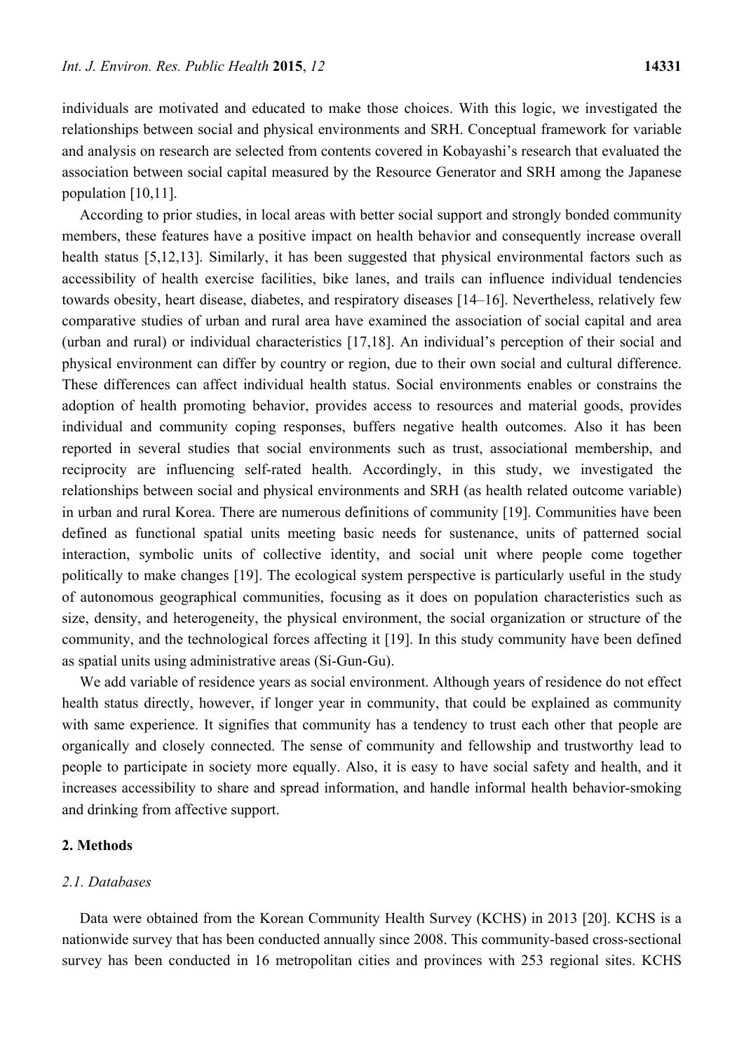individuals are motivated and educated to make those choices. With this logic, we investigated the relationships between social and physical environments and SRH. Conceptual framework for variable and analysis on research are selected from contents covered in Kobayashi's research that evaluated the association between social capital measured by the Resource Generator and SRH among the Japanese population [10,11].

According to prior studies, in local areas with better social support and strongly bonded community members, these features have a positive impact on health behavior and consequently increase overall health status [5,12,13]. Similarly, it has been suggested that physical environmental factors such as accessibility of health exercise facilities, bike lanes, and trails can influence individual tendencies towards obesity, heart disease, diabetes, and respiratory diseases [14–16]. Nevertheless, relatively few comparative studies of urban and rural area have examined the association of social capital and area (urban and rural) or individual characteristics [17,18]. An individual's perception of their social and physical environment can differ by country or region, due to their own social and cultural difference. These differences can affect individual health status. Social environments enables or constrains the adoption of health promoting behavior, provides access to resources and material goods, provides individual and community coping responses, buffers negative health outcomes. Also it has been reported in several studies that social environments such as trust, associational membership, and reciprocity are influencing self-rated health. Accordingly, in this study, we investigated the relationships between social and physical environments and SRH (as health related outcome variable) in urban and rural Korea. There are numerous definitions of community [19]. Communities have been defined as functional spatial units meeting basic needs for sustenance, units of patterned social interaction, symbolic units of collective identity, and social unit where people come together politically to make changes [19]. The ecological system perspective is particularly useful in the study of autonomous geographical communities, focusing as it does on population characteristics such as size, density, and heterogeneity, the physical environment, the social organization or structure of the community, and the technological forces affecting it [19]. In this study community have been defined as spatial units using administrative areas (Si-Gun-Gu).

We add variable of residence years as social environment. Although years of residence do not effect health status directly, however, if longer year in community, that could be explained as community with same experience. It signifies that community has a tendency to trust each other that people are organically and closely connected. The sense of community and fellowship and trustworthy lead to people to participate in society more equally. Also, it is easy to have social safety and health, and it increases accessibility to share and spread information, and handle informal health behavior-smoking and drinking from affective support.

## 2. Methods

### *2.1. Databases*

Data were obtained from the Korean Community Health Survey (KCHS) in 2013 [20]. KCHS is a nationwide survey that has been conducted annually since 2008. This community-based cross-sectional survey has been conducted in 16 metropolitan cities and provinces with 253 regional sites. KCHS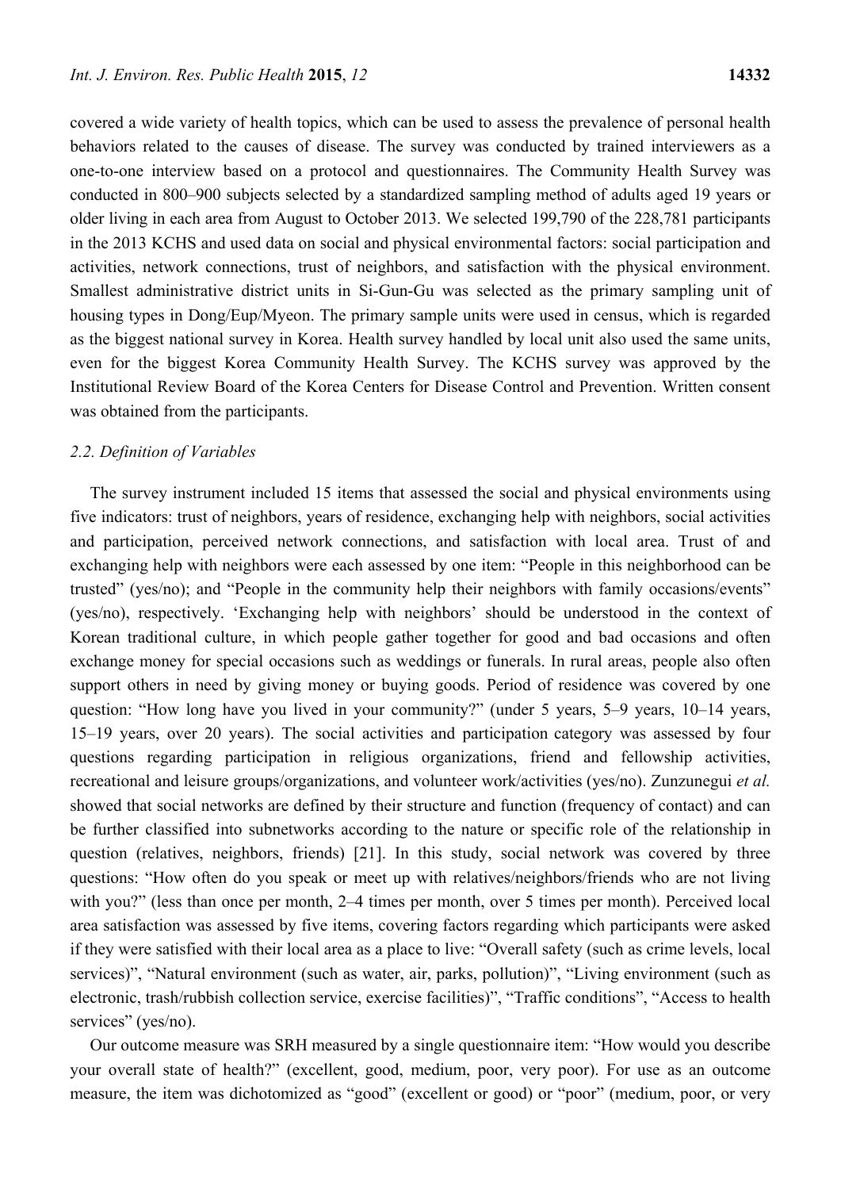covered a wide variety of health topics, which can be used to assess the prevalence of personal health behaviors related to the causes of disease. The survey was conducted by trained interviewers as a one-to-one interview based on a protocol and questionnaires. The Community Health Survey was conducted in 800–900 subjects selected by a standardized sampling method of adults aged 19 years or older living in each area from August to October 2013. We selected 199,790 of the 228,781 participants in the 2013 KCHS and used data on social and physical environmental factors: social participation and activities, network connections, trust of neighbors, and satisfaction with the physical environment. Smallest administrative district units in Si-Gun-Gu was selected as the primary sampling unit of housing types in Dong/Eup/Myeon. The primary sample units were used in census, which is regarded as the biggest national survey in Korea. Health survey handled by local unit also used the same units, even for the biggest Korea Community Health Survey. The KCHS survey was approved by the Institutional Review Board of the Korea Centers for Disease Control and Prevention. Written consent was obtained from the participants.

### 2.2. Definition of Variables

The survey instrument included 15 items that assessed the social and physical environments using five indicators: trust of neighbors, years of residence, exchanging help with neighbors, social activities and participation, perceived network connections, and satisfaction with local area. Trust of and exchanging help with neighbors were each assessed by one item: "People in this neighborhood can be trusted" (yes/no); and "People in the community help their neighbors with family occasions/events" (yes/no), respectively. 'Exchanging help with neighbors' should be understood in the context of Korean traditional culture, in which people gather together for good and bad occasions and often exchange money for special occasions such as weddings or funerals. In rural areas, people also often support others in need by giving money or buying goods. Period of residence was covered by one question: "How long have you lived in your community?" (under 5 years, 5–9 years, 10–14 years, 15–19 years, over 20 years). The social activities and participation category was assessed by four questions regarding participation in religious organizations, friend and fellowship activities, recreational and leisure groups/organizations, and volunteer work/activities (yes/no). Zunzunegui *et al.* showed that social networks are defined by their structure and function (frequency of contact) and can be further classified into subnetworks according to the nature or specific role of the relationship in question (relatives, neighbors, friends) [21]. In this study, social network was covered by three questions: "How often do you speak or meet up with relatives/neighbors/friends who are not living with you?" (less than once per month, 2–4 times per month, over 5 times per month). Perceived local area satisfaction was assessed by five items, covering factors regarding which participants were asked if they were satisfied with their local area as a place to live: "Overall safety (such as crime levels, local services)", "Natural environment (such as water, air, parks, pollution)", "Living environment (such as electronic, trash/rubbish collection service, exercise facilities)", "Traffic conditions", "Access to health services" (yes/no).

Our outcome measure was SRH measured by a single questionnaire item: "How would you describe your overall state of health?" (excellent, good, medium, poor, very poor). For use as an outcome measure, the item was dichotomized as "good" (excellent or good) or "poor" (medium, poor, or very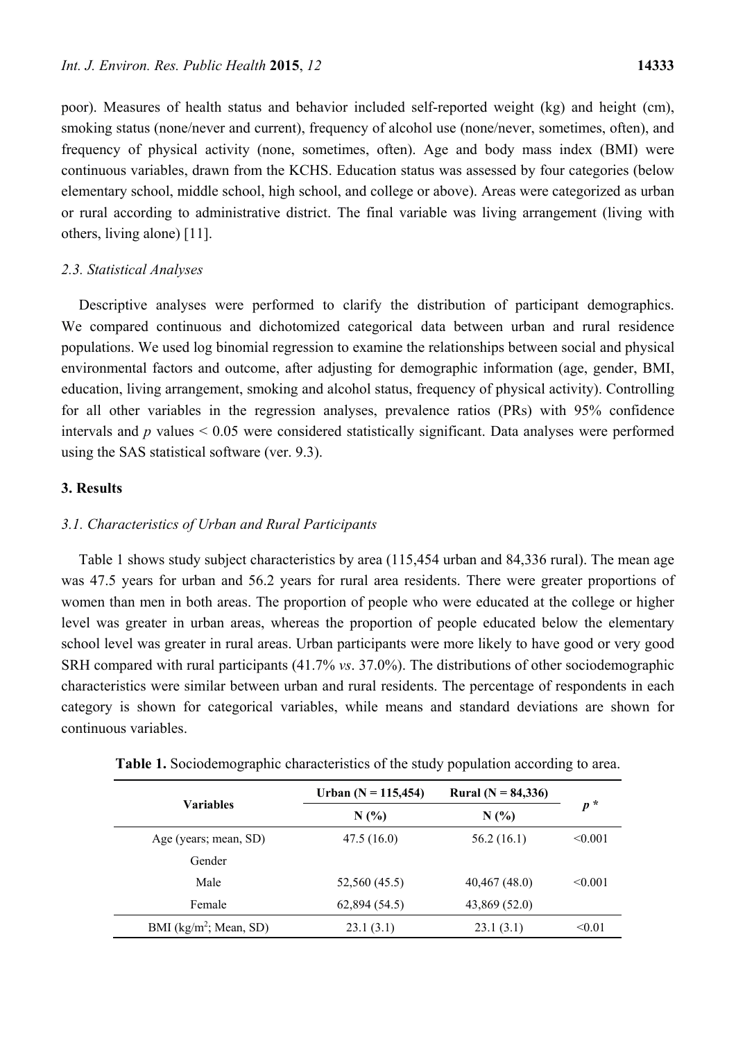poor). Measures of health status and behavior included self-reported weight (kg) and height (cm), smoking status (none/never and current), frequency of alcohol use (none/never, sometimes, often), and frequency of physical activity (none, sometimes, often). Age and body mass index (BMI) were continuous variables, drawn from the KCHS. Education status was assessed by four categories (below elementary school, middle school, high school, and college or above). Areas were categorized as urban or rural according to administrative district. The final variable was living arrangement (living with others, living alone) [11].

### *2.3. Statistical Analyses*

Descriptive analyses were performed to clarify the distribution of participant demographics. We compared continuous and dichotomized categorical data between urban and rural residence populations. We used log binomial regression to examine the relationships between social and physical environmental factors and outcome, after adjusting for demographic information (age, gender, BMI, education, living arrangement, smoking and alcohol status, frequency of physical activity). Controlling for all other variables in the regression analyses, prevalence ratios (PRs) with 95% confidence intervals and $p$ values < 0.05 were considered statistically significant. Data analyses were performed using the SAS statistical software (ver. 9.3).

## 3. Results

### *3.1. Characteristics of Urban and Rural Participants*

Table 1 shows study subject characteristics by area (115,454 urban and 84,336 rural). The mean age was 47.5 years for urban and 56.2 years for rural area residents. There were greater proportions of women than men in both areas. The proportion of people who were educated at the college or higher level was greater in urban areas, whereas the proportion of people educated below the elementary school level was greater in rural areas. Urban participants were more likely to have good or very good SRH compared with rural participants (41.7% *vs*. 37.0%). The distributions of other sociodemographic characteristics were similar between urban and rural residents. The percentage of respondents in each category is shown for categorical variables, while means and standard deviations are shown for continuous variables.

**Table 1.** Sociodemographic characteristics of the study population according to area.

| Variables | Urban (N = 115,454) | Rural (N = 84,336) | $p$ * |
|---|---|---|---|
| | N (%) | N (%) | |
| Age (years; mean, SD) | 47.5 (16.0) | 56.2 (16.1) | <0.001 |
| Gender | | | |
| Male | 52,560 (45.5) | 40,467 (48.0) | <0.001 |
| Female | 62,894 (54.5) | 43,869 (52.0) | |
| BMI (kg/m$^2$; Mean, SD) | 23.1 (3.1) | 23.1 (3.1) | <0.01 |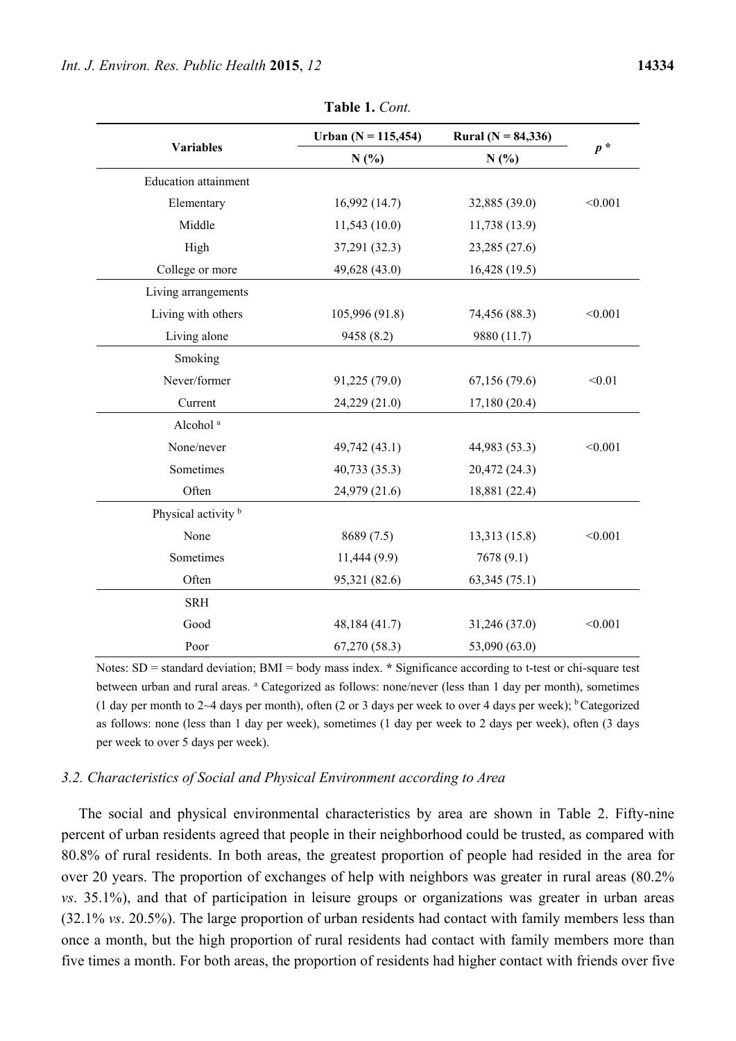**Table 1.** *Cont.*

| Variables | Urban (N = 115,454) | Rural (N = 84,336) | *p* * |
|---|---|---|---|
| | N (%) | N (%) | |
| Education attainment | | | |
| Elementary | 16,992 (14.7) | 32,885 (39.0) | <0.001 |
| Middle | 11,543 (10.0) | 11,738 (13.9) | |
| High | 37,291 (32.3) | 23,285 (27.6) | |
| College or more | 49,628 (43.0) | 16,428 (19.5) | |
| Living arrangements | | | |
| Living with others | 105,996 (91.8) | 74,456 (88.3) | <0.001 |
| Living alone | 9458 (8.2) | 9880 (11.7) | |
| Smoking | | | |
| Never/former | 91,225 (79.0) | 67,156 (79.6) | <0.01 |
| Current | 24,229 (21.0) | 17,180 (20.4) | |
| Alcohol [a] | | | |
| None/never | 49,742 (43.1) | 44,983 (53.3) | <0.001 |
| Sometimes | 40,733 (35.3) | 20,472 (24.3) | |
| Often | 24,979 (21.6) | 18,881 (22.4) | |
| Physical activity [b] | | | |
| None | 8689 (7.5) | 13,313 (15.8) | <0.001 |
| Sometimes | 11,444 (9.9) | 7678 (9.1) | |
| Often | 95,321 (82.6) | 63,345 (75.1) | |
| SRH | | | |
| Good | 48,184 (41.7) | 31,246 (37.0) | <0.001 |
| Poor | 67,270 (58.3) | 53,090 (63.0) | |

Notes: SD = standard deviation; BMI = body mass index. * Significance according to t-test or chi-square test between urban and rural areas. [a] Categorized as follows: none/never (less than 1 day per month), sometimes (1 day per month to 2~4 days per month), often (2 or 3 days per week to over 4 days per week); [b] Categorized as follows: none (less than 1 day per week), sometimes (1 day per week to 2 days per week), often (3 days per week to over 5 days per week).

### *3.2. Characteristics of Social and Physical Environment according to Area*

The social and physical environmental characteristics by area are shown in Table 2. Fifty-nine percent of urban residents agreed that people in their neighborhood could be trusted, as compared with 80.8% of rural residents. In both areas, the greatest proportion of people had resided in the area for over 20 years. The proportion of exchanges of help with neighbors was greater in rural areas (80.2% *vs*. 35.1%), and that of participation in leisure groups or organizations was greater in urban areas (32.1% *vs*. 20.5%). The large proportion of urban residents had contact with family members less than once a month, but the high proportion of rural residents had contact with family members more than five times a month. For both areas, the proportion of residents had higher contact with friends over five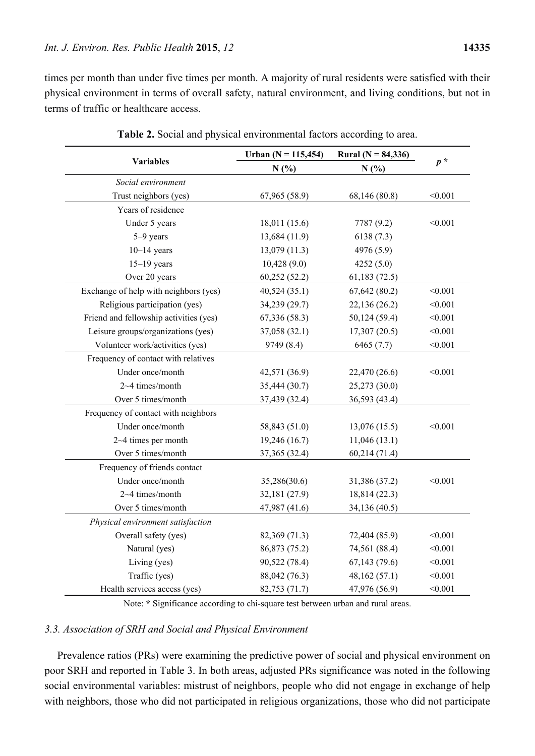times per month than under five times per month. A majority of rural residents were satisfied with their physical environment in terms of overall safety, natural environment, and living conditions, but not in terms of traffic or healthcare access.

**Table 2.** Social and physical environmental factors according to area.

| Variables | Urban (N = 115,454) | Rural (N = 84,336) | *p* * |
|---|---|---|---|
| | N (%) | N (%) | |
| *Social environment* | | | |
| Trust neighbors (yes) | 67,965 (58.9) | 68,146 (80.8) | <0.001 |
| Years of residence | | | |
| Under 5 years | 18,011 (15.6) | 7787 (9.2) | <0.001 |
| 5–9 years | 13,684 (11.9) | 6138 (7.3) | |
| 10–14 years | 13,079 (11.3) | 4976 (5.9) | |
| 15–19 years | 10,428 (9.0) | 4252 (5.0) | |
| Over 20 years | 60,252 (52.2) | 61,183 (72.5) | |
| Exchange of help with neighbors (yes) | 40,524 (35.1) | 67,642 (80.2) | <0.001 |
| Religious participation (yes) | 34,239 (29.7) | 22,136 (26.2) | <0.001 |
| Friend and fellowship activities (yes) | 67,336 (58.3) | 50,124 (59.4) | <0.001 |
| Leisure groups/organizations (yes) | 37,058 (32.1) | 17,307 (20.5) | <0.001 |
| Volunteer work/activities (yes) | 9749 (8.4) | 6465 (7.7) | <0.001 |
| Frequency of contact with relatives | | | |
| Under once/month | 42,571 (36.9) | 22,470 (26.6) | <0.001 |
| 2~4 times/month | 35,444 (30.7) | 25,273 (30.0) | |
| Over 5 times/month | 37,439 (32.4) | 36,593 (43.4) | |
| Frequency of contact with neighbors | | | |
| Under once/month | 58,843 (51.0) | 13,076 (15.5) | <0.001 |
| 2~4 times per month | 19,246 (16.7) | 11,046 (13.1) | |
| Over 5 times/month | 37,365 (32.4) | 60,214 (71.4) | |
| Frequency of friends contact | | | |
| Under once/month | 35,286(30.6) | 31,386 (37.2) | <0.001 |
| 2~4 times/month | 32,181 (27.9) | 18,814 (22.3) | |
| Over 5 times/month | 47,987 (41.6) | 34,136 (40.5) | |
| *Physical environment satisfaction* | | | |
| Overall safety (yes) | 82,369 (71.3) | 72,404 (85.9) | <0.001 |
| Natural (yes) | 86,873 (75.2) | 74,561 (88.4) | <0.001 |
| Living (yes) | 90,522 (78.4) | 67,143 (79.6) | <0.001 |
| Traffic (yes) | 88,042 (76.3) | 48,162 (57.1) | <0.001 |
| Health services access (yes) | 82,753 (71.7) | 47,976 (56.9) | <0.001 |

Note: * Significance according to chi-square test between urban and rural areas.

### *3.3. Association of SRH and Social and Physical Environment*

Prevalence ratios (PRs) were examining the predictive power of social and physical environment on poor SRH and reported in Table 3. In both areas, adjusted PRs significance was noted in the following social environmental variables: mistrust of neighbors, people who did not engage in exchange of help with neighbors, those who did not participated in religious organizations, those who did not participate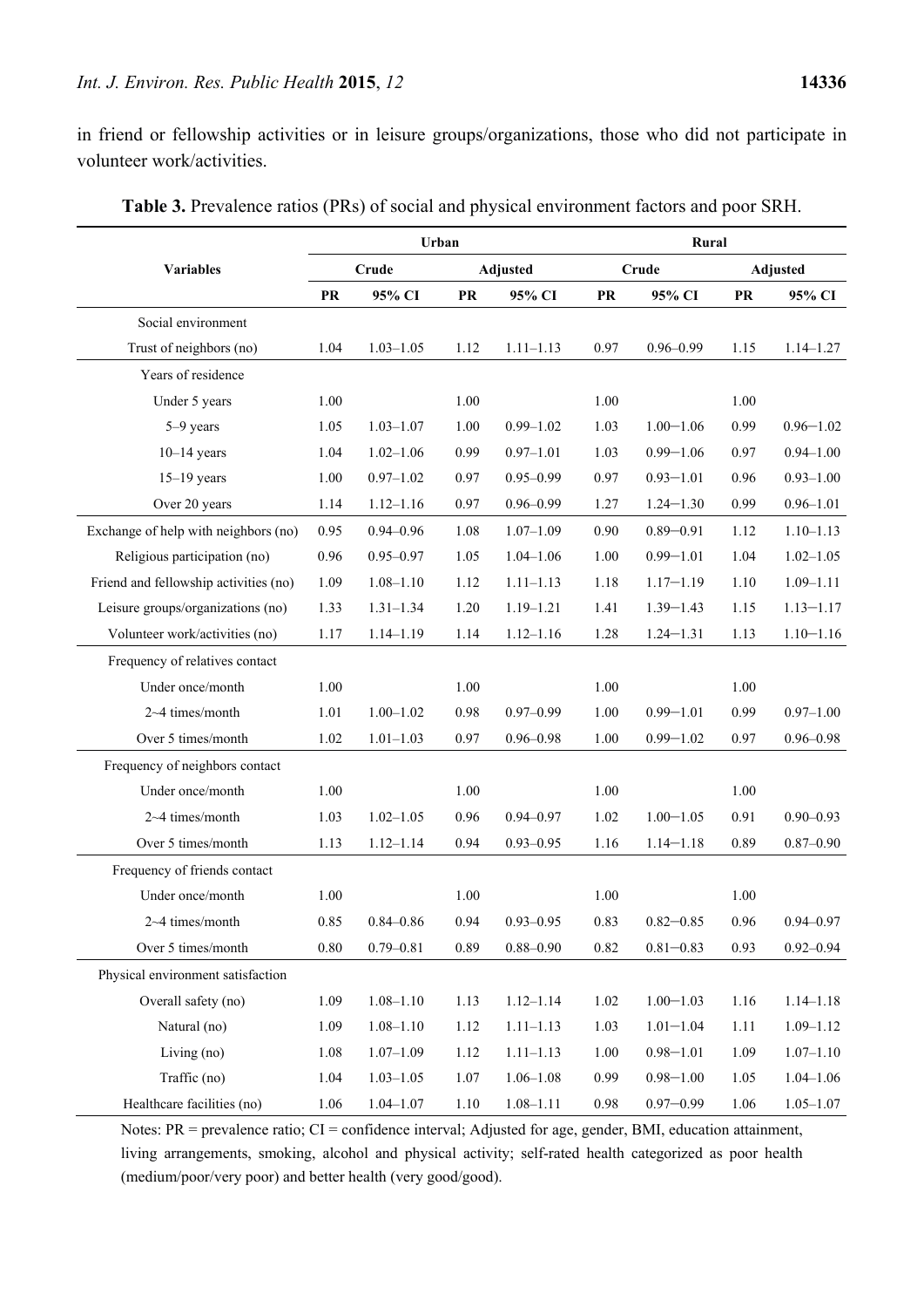in friend or fellowship activities or in leisure groups/organizations, those who did not participate in volunteer work/activities.

**Table 3.** Prevalence ratios (PRs) of social and physical environment factors and poor SRH.

| Variables | Urban | | | | Rural | | | |
|---|---|---|---|---|---|---|---|---|
| | Crude | | Adjusted | | Crude | | Adjusted | |
| | PR | 95% CI | PR | 95% CI | PR | 95% CI | PR | 95% CI |
| Social environment | | | | | | | | |
| Trust of neighbors (no) | 1.04 | 1.03–1.05 | 1.12 | 1.11–1.13 | 0.97 | 0.96–0.99 | 1.15 | 1.14–1.27 |
| Years of residence | | | | | | | | |
| Under 5 years | 1.00 | | 1.00 | | 1.00 | | 1.00 | |
| 5–9 years | 1.05 | 1.03–1.07 | 1.00 | 0.99–1.02 | 1.03 | 1.00−1.06 | 0.99 | 0.96−1.02 |
| 10–14 years | 1.04 | 1.02–1.06 | 0.99 | 0.97–1.01 | 1.03 | 0.99−1.06 | 0.97 | 0.94–1.00 |
| 15–19 years | 1.00 | 0.97–1.02 | 0.97 | 0.95–0.99 | 0.97 | 0.93−1.01 | 0.96 | 0.93–1.00 |
| Over 20 years | 1.14 | 1.12–1.16 | 0.97 | 0.96–0.99 | 1.27 | 1.24−1.30 | 0.99 | 0.96–1.01 |
| Exchange of help with neighbors (no) | 0.95 | 0.94–0.96 | 1.08 | 1.07–1.09 | 0.90 | 0.89−0.91 | 1.12 | 1.10–1.13 |
| Religious participation (no) | 0.96 | 0.95–0.97 | 1.05 | 1.04–1.06 | 1.00 | 0.99−1.01 | 1.04 | 1.02–1.05 |
| Friend and fellowship activities (no) | 1.09 | 1.08–1.10 | 1.12 | 1.11–1.13 | 1.18 | 1.17−1.19 | 1.10 | 1.09–1.11 |
| Leisure groups/organizations (no) | 1.33 | 1.31–1.34 | 1.20 | 1.19–1.21 | 1.41 | 1.39−1.43 | 1.15 | 1.13−1.17 |
| Volunteer work/activities (no) | 1.17 | 1.14–1.19 | 1.14 | 1.12–1.16 | 1.28 | 1.24−1.31 | 1.13 | 1.10−1.16 |
| Frequency of relatives contact | | | | | | | | |
| Under once/month | 1.00 | | 1.00 | | 1.00 | | 1.00 | |
| 2~4 times/month | 1.01 | 1.00–1.02 | 0.98 | 0.97–0.99 | 1.00 | 0.99−1.01 | 0.99 | 0.97–1.00 |
| Over 5 times/month | 1.02 | 1.01–1.03 | 0.97 | 0.96–0.98 | 1.00 | 0.99−1.02 | 0.97 | 0.96–0.98 |
| Frequency of neighbors contact | | | | | | | | |
| Under once/month | 1.00 | | 1.00 | | 1.00 | | 1.00 | |
| 2~4 times/month | 1.03 | 1.02–1.05 | 0.96 | 0.94–0.97 | 1.02 | 1.00−1.05 | 0.91 | 0.90–0.93 |
| Over 5 times/month | 1.13 | 1.12–1.14 | 0.94 | 0.93–0.95 | 1.16 | 1.14−1.18 | 0.89 | 0.87–0.90 |
| Frequency of friends contact | | | | | | | | |
| Under once/month | 1.00 | | 1.00 | | 1.00 | | 1.00 | |
| 2~4 times/month | 0.85 | 0.84–0.86 | 0.94 | 0.93–0.95 | 0.83 | 0.82−0.85 | 0.96 | 0.94–0.97 |
| Over 5 times/month | 0.80 | 0.79–0.81 | 0.89 | 0.88–0.90 | 0.82 | 0.81−0.83 | 0.93 | 0.92–0.94 |
| Physical environment satisfaction | | | | | | | | |
| Overall safety (no) | 1.09 | 1.08–1.10 | 1.13 | 1.12–1.14 | 1.02 | 1.00−1.03 | 1.16 | 1.14–1.18 |
| Natural (no) | 1.09 | 1.08–1.10 | 1.12 | 1.11–1.13 | 1.03 | 1.01−1.04 | 1.11 | 1.09–1.12 |
| Living (no) | 1.08 | 1.07–1.09 | 1.12 | 1.11–1.13 | 1.00 | 0.98−1.01 | 1.09 | 1.07–1.10 |
| Traffic (no) | 1.04 | 1.03–1.05 | 1.07 | 1.06–1.08 | 0.99 | 0.98−1.00 | 1.05 | 1.04–1.06 |
| Healthcare facilities (no) | 1.06 | 1.04–1.07 | 1.10 | 1.08–1.11 | 0.98 | 0.97−0.99 | 1.06 | 1.05–1.07 |

Notes: PR = prevalence ratio; CI = confidence interval; Adjusted for age, gender, BMI, education attainment, living arrangements, smoking, alcohol and physical activity; self-rated health categorized as poor health (medium/poor/very poor) and better health (very good/good).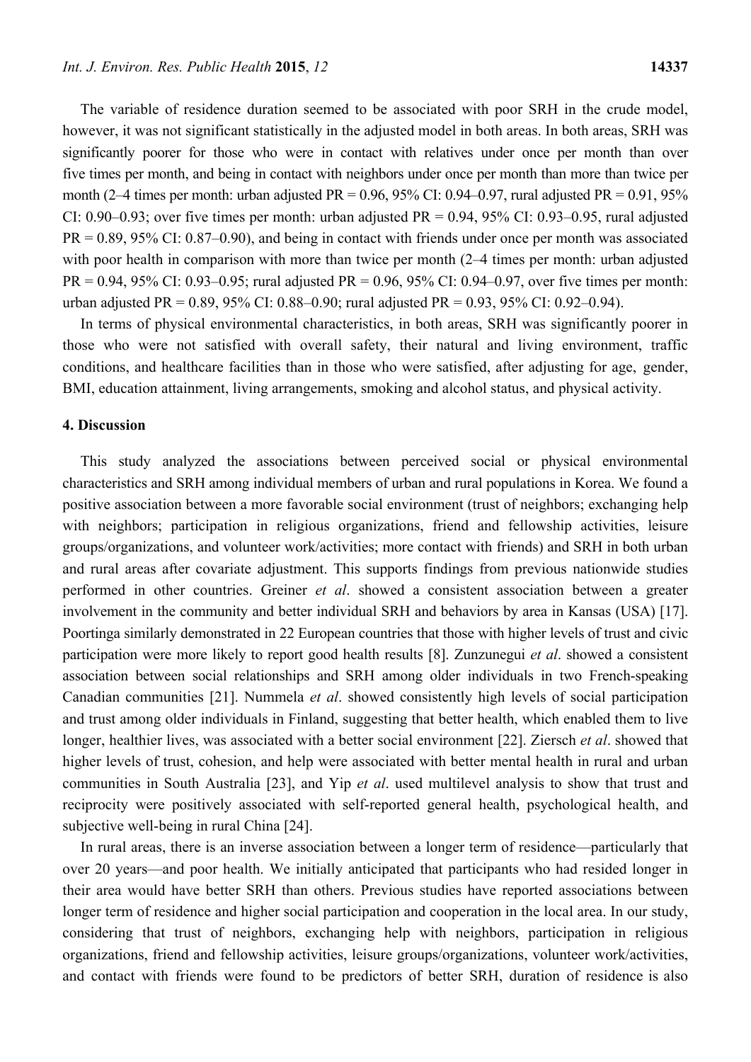The variable of residence duration seemed to be associated with poor SRH in the crude model, however, it was not significant statistically in the adjusted model in both areas. In both areas, SRH was significantly poorer for those who were in contact with relatives under once per month than over five times per month, and being in contact with neighbors under once per month than more than twice per month (2–4 times per month: urban adjusted PR = 0.96, 95% CI: 0.94–0.97, rural adjusted PR = 0.91, 95% CI: 0.90–0.93; over five times per month: urban adjusted PR = 0.94, 95% CI: 0.93–0.95, rural adjusted PR = 0.89, 95% CI: 0.87–0.90), and being in contact with friends under once per month was associated with poor health in comparison with more than twice per month (2–4 times per month: urban adjusted PR = 0.94, 95% CI: 0.93–0.95; rural adjusted PR = 0.96, 95% CI: 0.94–0.97, over five times per month: urban adjusted PR = 0.89, 95% CI: 0.88–0.90; rural adjusted PR = 0.93, 95% CI: 0.92–0.94).

In terms of physical environmental characteristics, in both areas, SRH was significantly poorer in those who were not satisfied with overall safety, their natural and living environment, traffic conditions, and healthcare facilities than in those who were satisfied, after adjusting for age, gender, BMI, education attainment, living arrangements, smoking and alcohol status, and physical activity.

## 4. Discussion

This study analyzed the associations between perceived social or physical environmental characteristics and SRH among individual members of urban and rural populations in Korea. We found a positive association between a more favorable social environment (trust of neighbors; exchanging help with neighbors; participation in religious organizations, friend and fellowship activities, leisure groups/organizations, and volunteer work/activities; more contact with friends) and SRH in both urban and rural areas after covariate adjustment. This supports findings from previous nationwide studies performed in other countries. Greiner *et al*. showed a consistent association between a greater involvement in the community and better individual SRH and behaviors by area in Kansas (USA) [17]. Poortinga similarly demonstrated in 22 European countries that those with higher levels of trust and civic participation were more likely to report good health results [8]. Zunzunegui *et al*. showed a consistent association between social relationships and SRH among older individuals in two French-speaking Canadian communities [21]. Nummela *et al*. showed consistently high levels of social participation and trust among older individuals in Finland, suggesting that better health, which enabled them to live longer, healthier lives, was associated with a better social environment [22]. Ziersch *et al*. showed that higher levels of trust, cohesion, and help were associated with better mental health in rural and urban communities in South Australia [23], and Yip *et al*. used multilevel analysis to show that trust and reciprocity were positively associated with self-reported general health, psychological health, and subjective well-being in rural China [24].

In rural areas, there is an inverse association between a longer term of residence—particularly that over 20 years—and poor health. We initially anticipated that participants who had resided longer in their area would have better SRH than others. Previous studies have reported associations between longer term of residence and higher social participation and cooperation in the local area. In our study, considering that trust of neighbors, exchanging help with neighbors, participation in religious organizations, friend and fellowship activities, leisure groups/organizations, volunteer work/activities, and contact with friends were found to be predictors of better SRH, duration of residence is also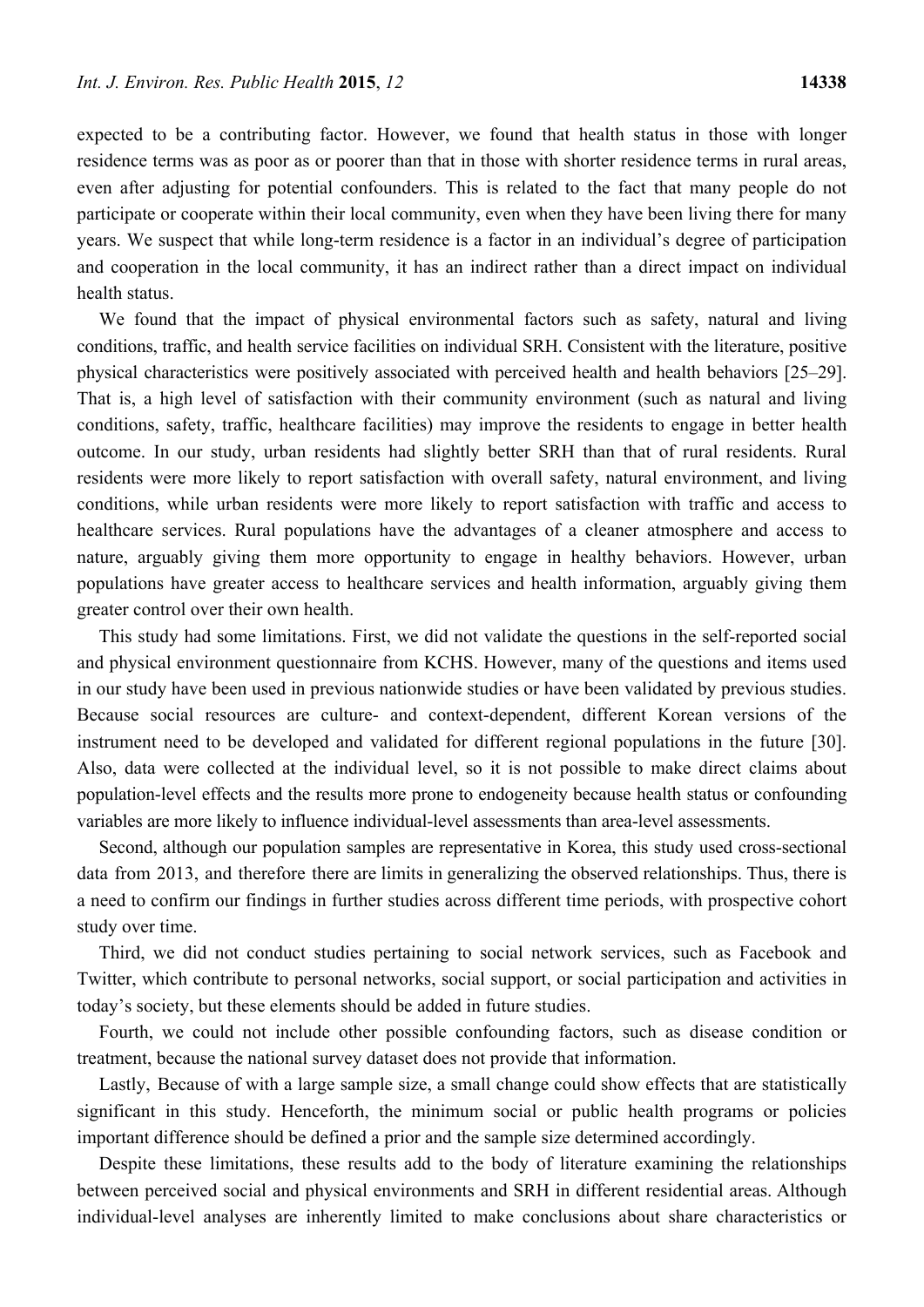expected to be a contributing factor. However, we found that health status in those with longer residence terms was as poor as or poorer than that in those with shorter residence terms in rural areas, even after adjusting for potential confounders. This is related to the fact that many people do not participate or cooperate within their local community, even when they have been living there for many years. We suspect that while long-term residence is a factor in an individual's degree of participation and cooperation in the local community, it has an indirect rather than a direct impact on individual health status.

We found that the impact of physical environmental factors such as safety, natural and living conditions, traffic, and health service facilities on individual SRH. Consistent with the literature, positive physical characteristics were positively associated with perceived health and health behaviors [25–29]. That is, a high level of satisfaction with their community environment (such as natural and living conditions, safety, traffic, healthcare facilities) may improve the residents to engage in better health outcome. In our study, urban residents had slightly better SRH than that of rural residents. Rural residents were more likely to report satisfaction with overall safety, natural environment, and living conditions, while urban residents were more likely to report satisfaction with traffic and access to healthcare services. Rural populations have the advantages of a cleaner atmosphere and access to nature, arguably giving them more opportunity to engage in healthy behaviors. However, urban populations have greater access to healthcare services and health information, arguably giving them greater control over their own health.

This study had some limitations. First, we did not validate the questions in the self-reported social and physical environment questionnaire from KCHS. However, many of the questions and items used in our study have been used in previous nationwide studies or have been validated by previous studies. Because social resources are culture- and context-dependent, different Korean versions of the instrument need to be developed and validated for different regional populations in the future [30]. Also, data were collected at the individual level, so it is not possible to make direct claims about population-level effects and the results more prone to endogeneity because health status or confounding variables are more likely to influence individual-level assessments than area-level assessments.

Second, although our population samples are representative in Korea, this study used cross-sectional data from 2013, and therefore there are limits in generalizing the observed relationships. Thus, there is a need to confirm our findings in further studies across different time periods, with prospective cohort study over time.

Third, we did not conduct studies pertaining to social network services, such as Facebook and Twitter, which contribute to personal networks, social support, or social participation and activities in today's society, but these elements should be added in future studies.

Fourth, we could not include other possible confounding factors, such as disease condition or treatment, because the national survey dataset does not provide that information.

Lastly, Because of with a large sample size, a small change could show effects that are statistically significant in this study. Henceforth, the minimum social or public health programs or policies important difference should be defined a prior and the sample size determined accordingly.

Despite these limitations, these results add to the body of literature examining the relationships between perceived social and physical environments and SRH in different residential areas. Although individual-level analyses are inherently limited to make conclusions about share characteristics or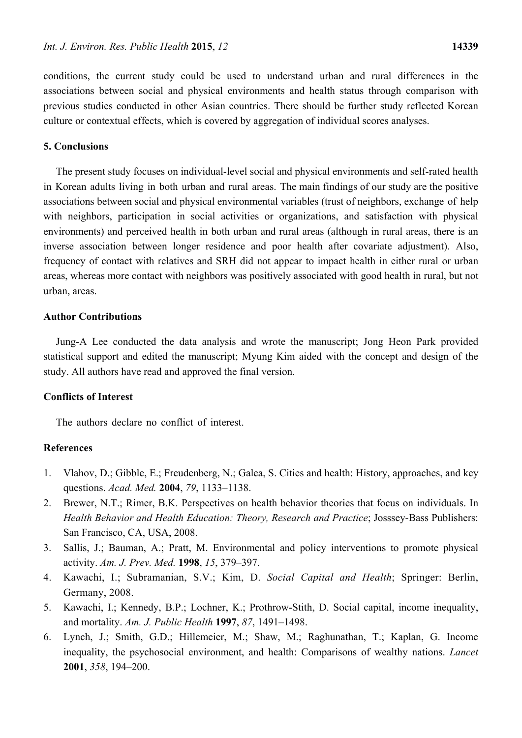conditions, the current study could be used to understand urban and rural differences in the associations between social and physical environments and health status through comparison with previous studies conducted in other Asian countries. There should be further study reflected Korean culture or contextual effects, which is covered by aggregation of individual scores analyses.

## 5. Conclusions

The present study focuses on individual-level social and physical environments and self-rated health in Korean adults living in both urban and rural areas. The main findings of our study are the positive associations between social and physical environmental variables (trust of neighbors, exchange of help with neighbors, participation in social activities or organizations, and satisfaction with physical environments) and perceived health in both urban and rural areas (although in rural areas, there is an inverse association between longer residence and poor health after covariate adjustment). Also, frequency of contact with relatives and SRH did not appear to impact health in either rural or urban areas, whereas more contact with neighbors was positively associated with good health in rural, but not urban, areas.

## Author Contributions

Jung-A Lee conducted the data analysis and wrote the manuscript; Jong Heon Park provided statistical support and edited the manuscript; Myung Kim aided with the concept and design of the study. All authors have read and approved the final version.

## Conflicts of Interest

The authors declare no conflict of interest.

## References

1. Vlahov, D.; Gibble, E.; Freudenberg, N.; Galea, S. Cities and health: History, approaches, and key questions. *Acad. Med.* **2004**, *79*, 1133–1138.
2. Brewer, N.T.; Rimer, B.K. Perspectives on health behavior theories that focus on individuals. In *Health Behavior and Health Education: Theory, Research and Practice*; Josssey-Bass Publishers: San Francisco, CA, USA, 2008.
3. Sallis, J.; Bauman, A.; Pratt, M. Environmental and policy interventions to promote physical activity. *Am. J. Prev. Med.* **1998**, *15*, 379–397.
4. Kawachi, I.; Subramanian, S.V.; Kim, D. *Social Capital and Health*; Springer: Berlin, Germany, 2008.
5. Kawachi, I.; Kennedy, B.P.; Lochner, K.; Prothrow-Stith, D. Social capital, income inequality, and mortality. *Am. J. Public Health* **1997**, *87*, 1491–1498.
6. Lynch, J.; Smith, G.D.; Hillemeier, M.; Shaw, M.; Raghunathan, T.; Kaplan, G. Income inequality, the psychosocial environment, and health: Comparisons of wealthy nations. *Lancet* **2001**, *358*, 194–200.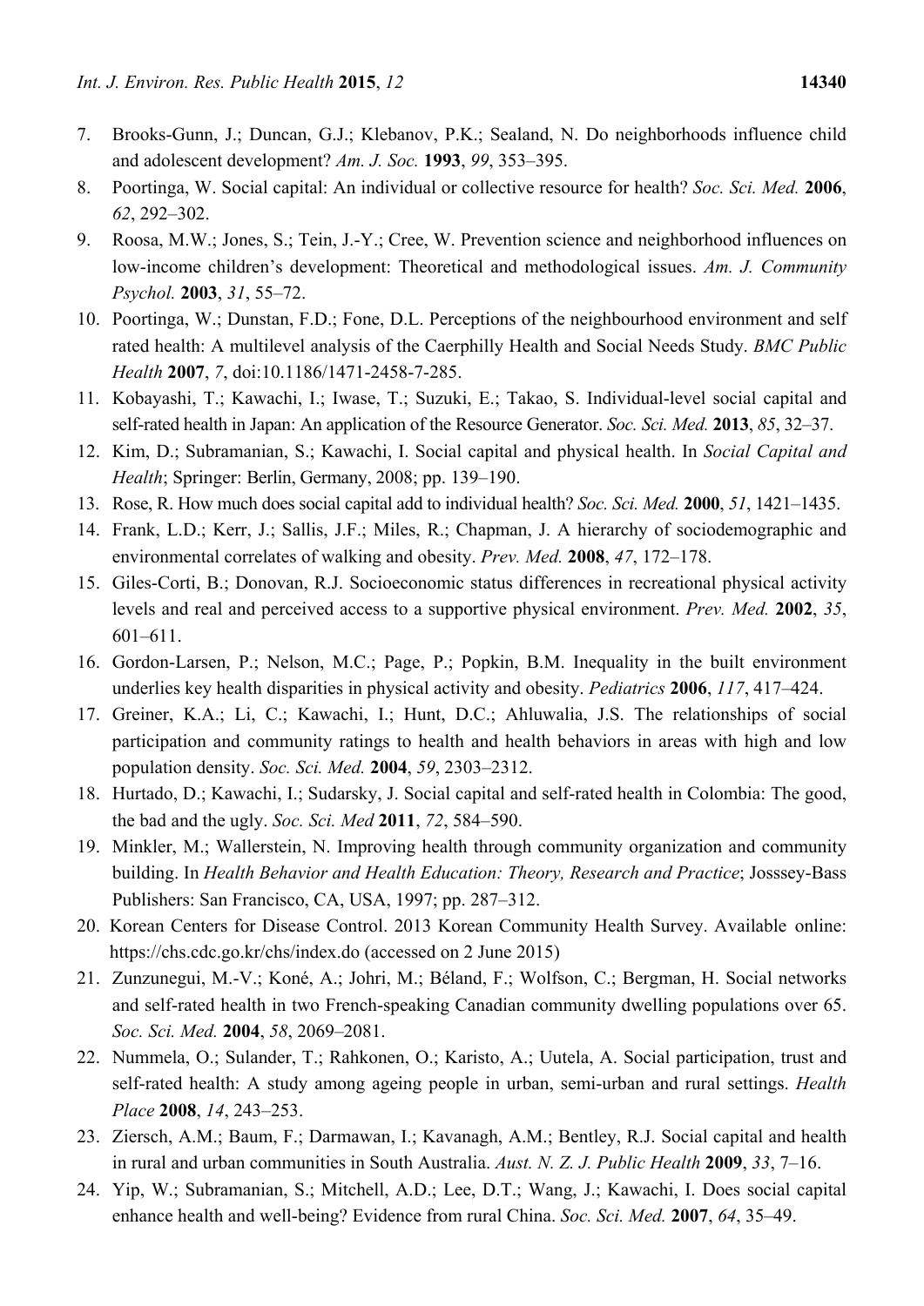7. Brooks-Gunn, J.; Duncan, G.J.; Klebanov, P.K.; Sealand, N. Do neighborhoods influence child and adolescent development? *Am. J. Soc.* **1993**, *99*, 353–395.
8. Poortinga, W. Social capital: An individual or collective resource for health? *Soc. Sci. Med.* **2006**, *62*, 292–302.
9. Roosa, M.W.; Jones, S.; Tein, J.-Y.; Cree, W. Prevention science and neighborhood influences on low-income children's development: Theoretical and methodological issues. *Am. J. Community Psychol.* **2003**, *31*, 55–72.
10. Poortinga, W.; Dunstan, F.D.; Fone, D.L. Perceptions of the neighbourhood environment and self rated health: A multilevel analysis of the Caerphilly Health and Social Needs Study. *BMC Public Health* **2007**, *7*, doi:10.1186/1471-2458-7-285.
11. Kobayashi, T.; Kawachi, I.; Iwase, T.; Suzuki, E.; Takao, S. Individual-level social capital and self-rated health in Japan: An application of the Resource Generator. *Soc. Sci. Med.* **2013**, *85*, 32–37.
12. Kim, D.; Subramanian, S.; Kawachi, I. Social capital and physical health. In *Social Capital and Health*; Springer: Berlin, Germany, 2008; pp. 139–190.
13. Rose, R. How much does social capital add to individual health? *Soc. Sci. Med.* **2000**, *51*, 1421–1435.
14. Frank, L.D.; Kerr, J.; Sallis, J.F.; Miles, R.; Chapman, J. A hierarchy of sociodemographic and environmental correlates of walking and obesity. *Prev. Med.* **2008**, *47*, 172–178.
15. Giles-Corti, B.; Donovan, R.J. Socioeconomic status differences in recreational physical activity levels and real and perceived access to a supportive physical environment. *Prev. Med.* **2002**, *35*, 601–611.
16. Gordon-Larsen, P.; Nelson, M.C.; Page, P.; Popkin, B.M. Inequality in the built environment underlies key health disparities in physical activity and obesity. *Pediatrics* **2006**, *117*, 417–424.
17. Greiner, K.A.; Li, C.; Kawachi, I.; Hunt, D.C.; Ahluwalia, J.S. The relationships of social participation and community ratings to health and health behaviors in areas with high and low population density. *Soc. Sci. Med.* **2004**, *59*, 2303–2312.
18. Hurtado, D.; Kawachi, I.; Sudarsky, J. Social capital and self-rated health in Colombia: The good, the bad and the ugly. *Soc. Sci. Med* **2011**, *72*, 584–590.
19. Minkler, M.; Wallerstein, N. Improving health through community organization and community building. In *Health Behavior and Health Education: Theory, Research and Practice*; Josssey-Bass Publishers: San Francisco, CA, USA, 1997; pp. 287–312.
20. Korean Centers for Disease Control. 2013 Korean Community Health Survey. Available online: https://chs.cdc.go.kr/chs/index.do (accessed on 2 June 2015)
21. Zunzunegui, M.-V.; Koné, A.; Johri, M.; Béland, F.; Wolfson, C.; Bergman, H. Social networks and self-rated health in two French-speaking Canadian community dwelling populations over 65. *Soc. Sci. Med.* **2004**, *58*, 2069–2081.
22. Nummela, O.; Sulander, T.; Rahkonen, O.; Karisto, A.; Uutela, A. Social participation, trust and self-rated health: A study among ageing people in urban, semi-urban and rural settings. *Health Place* **2008**, *14*, 243–253.
23. Ziersch, A.M.; Baum, F.; Darmawan, I.; Kavanagh, A.M.; Bentley, R.J. Social capital and health in rural and urban communities in South Australia. *Aust. N. Z. J. Public Health* **2009**, *33*, 7–16.
24. Yip, W.; Subramanian, S.; Mitchell, A.D.; Lee, D.T.; Wang, J.; Kawachi, I. Does social capital enhance health and well-being? Evidence from rural China. *Soc. Sci. Med.* **2007**, *64*, 35–49.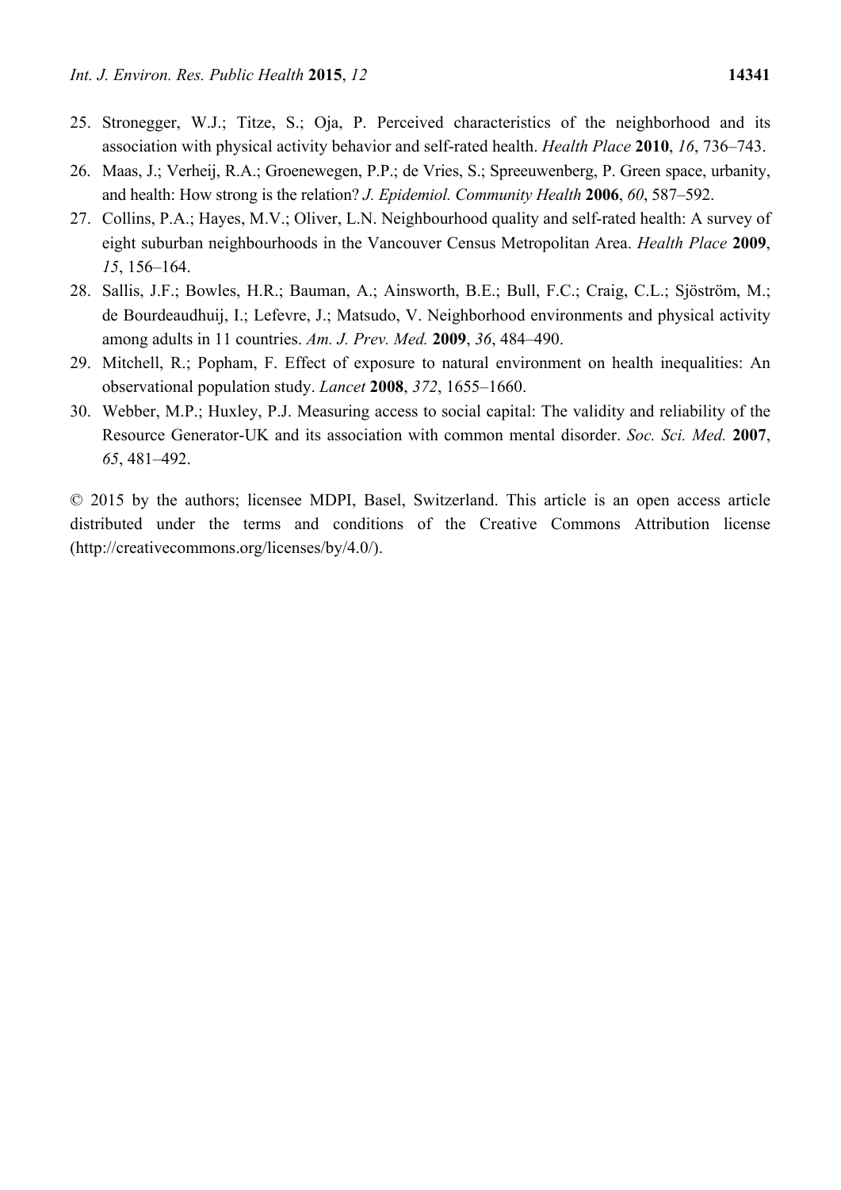25. Stronegger, W.J.; Titze, S.; Oja, P. Perceived characteristics of the neighborhood and its association with physical activity behavior and self-rated health. *Health Place* **2010**, *16*, 736–743.
26. Maas, J.; Verheij, R.A.; Groenewegen, P.P.; de Vries, S.; Spreeuwenberg, P. Green space, urbanity, and health: How strong is the relation? *J. Epidemiol. Community Health* **2006**, *60*, 587–592.
27. Collins, P.A.; Hayes, M.V.; Oliver, L.N. Neighbourhood quality and self-rated health: A survey of eight suburban neighbourhoods in the Vancouver Census Metropolitan Area. *Health Place* **2009**, *15*, 156–164.
28. Sallis, J.F.; Bowles, H.R.; Bauman, A.; Ainsworth, B.E.; Bull, F.C.; Craig, C.L.; Sjöström, M.; de Bourdeaudhuij, I.; Lefevre, J.; Matsudo, V. Neighborhood environments and physical activity among adults in 11 countries. *Am. J. Prev. Med.* **2009**, *36*, 484–490.
29. Mitchell, R.; Popham, F. Effect of exposure to natural environment on health inequalities: An observational population study. *Lancet* **2008**, *372*, 1655–1660.
30. Webber, M.P.; Huxley, P.J. Measuring access to social capital: The validity and reliability of the Resource Generator-UK and its association with common mental disorder. *Soc. Sci. Med.* **2007**, *65*, 481–492.

© 2015 by the authors; licensee MDPI, Basel, Switzerland. This article is an open access article distributed under the terms and conditions of the Creative Commons Attribution license (http://creativecommons.org/licenses/by/4.0/).